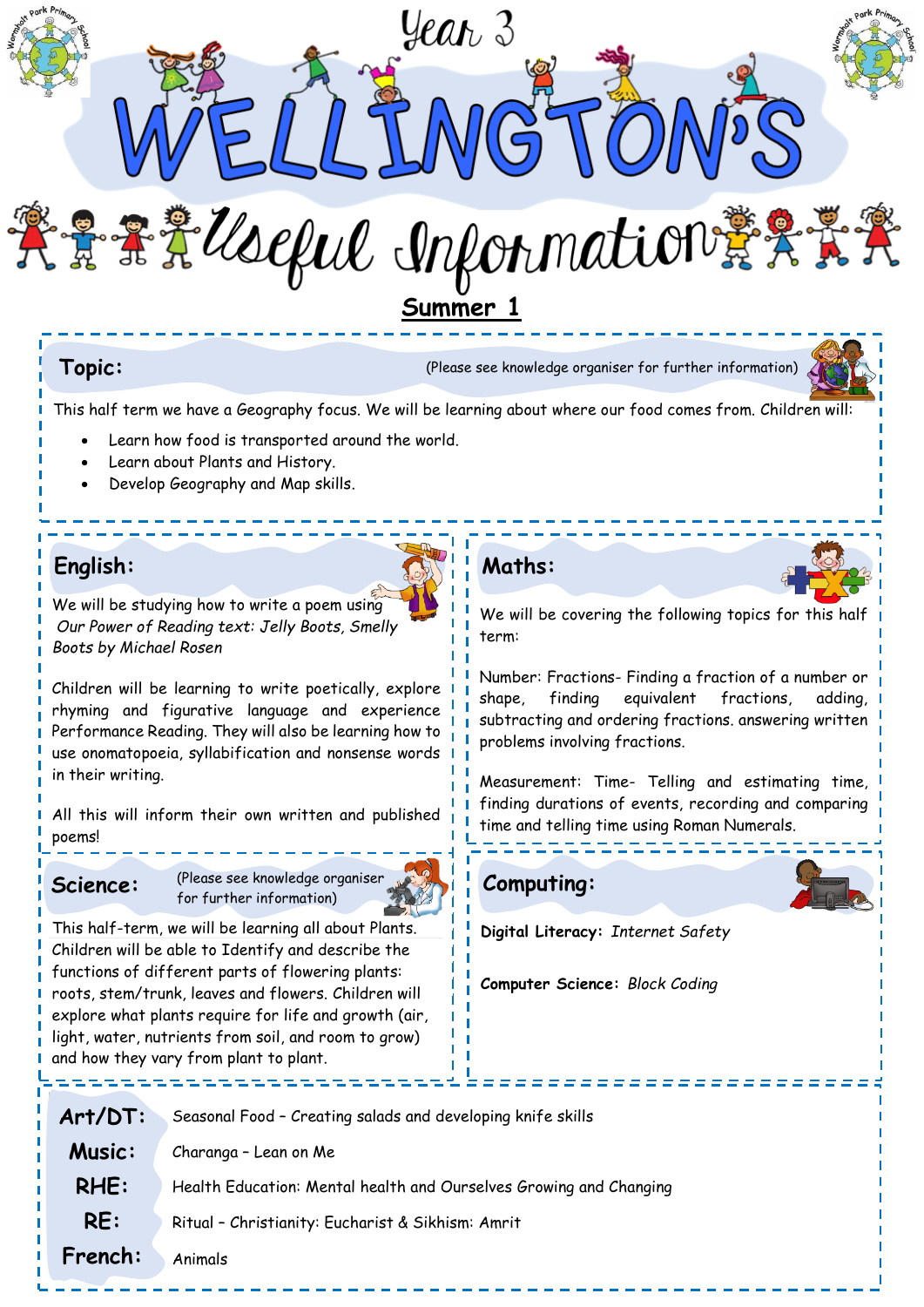# Year 3 WELLINGTON'S Useful Information

## Summer 1

### Topic:

(Please see knowledge organiser for further information)

This half term we have a Geography focus. We will be learning about where our food comes from. Children will:

- Learn how food is transported around the world.
- Learn about Plants and History.
- Develop Geography and Map skills.

### English:

We will be studying how to write a poem using *Our Power of Reading text: Jelly Boots, Smelly Boots by Michael Rosen*

Children will be learning to write poetically, explore rhyming and figurative language and experience Performance Reading. They will also be learning how to use onomatopoeia, syllabification and nonsense words in their writing.

All this will inform their own written and published poems!

### Maths:

We will be covering the following topics for this half term:

Number: Fractions- Finding a fraction of a number or shape, finding equivalent fractions, adding, subtracting and ordering fractions. answering written problems involving fractions.

Measurement: Time- Telling and estimating time, finding durations of events, recording and comparing time and telling time using Roman Numerals.

### Science:

(Please see knowledge organiser for further information)

This half-term, we will be learning all about Plants. Children will be able to Identify and describe the functions of different parts of flowering plants: roots, stem/trunk, leaves and flowers. Children will explore what plants require for life and growth (air, light, water, nutrients from soil, and room to grow) and how they vary from plant to plant.

### Computing:

**Digital Literacy:** *Internet Safety*

**Computer Science:** *Block Coding*

**Art/DT:** Seasonal Food – Creating salads and developing knife skills

**Music:** Charanga – Lean on Me

**RHE:** Health Education: Mental health and Ourselves Growing and Changing

**RE:** Ritual – Christianity: Eucharist & Sikhism: Amrit

**French:** Animals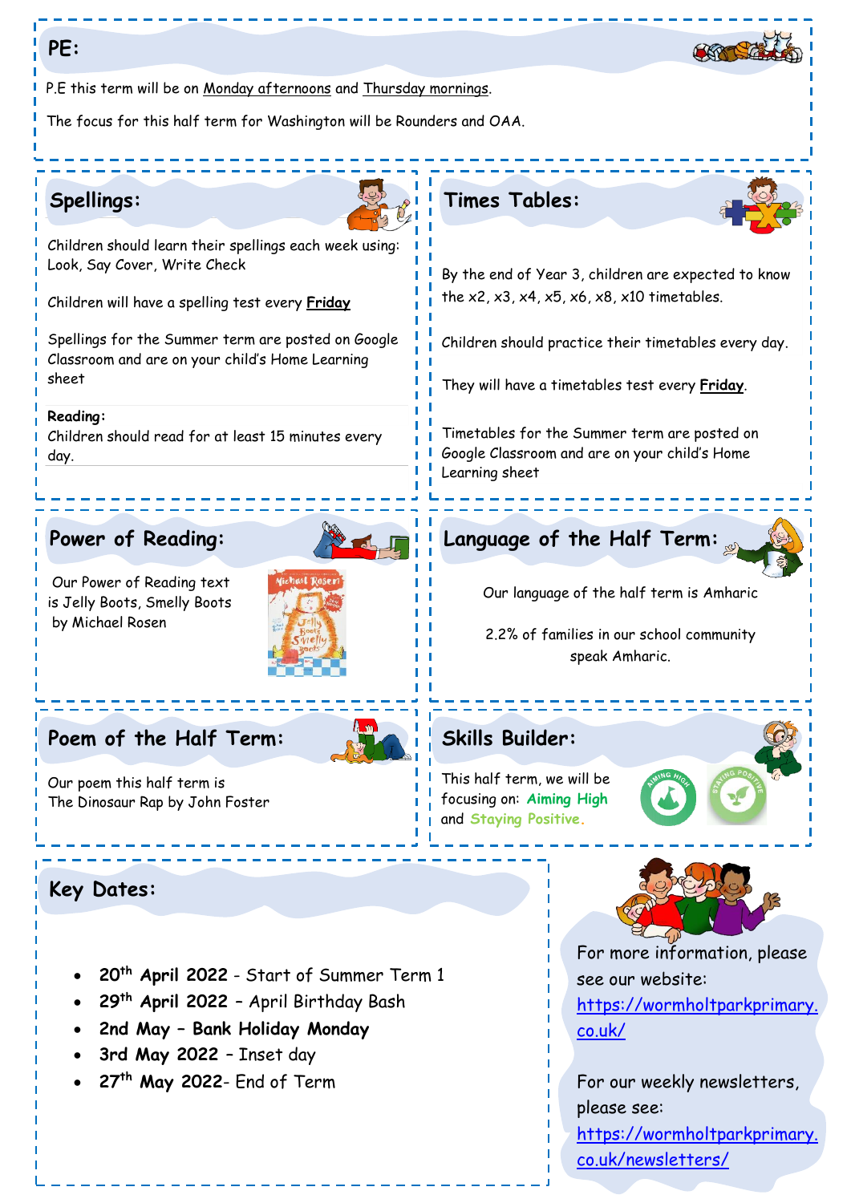## PE:

P.E this term will be on Monday afternoons and Thursday mornings.

The focus for this half term for Washington will be Rounders and OAA.

## Spellings:

Children should learn their spellings each week using: Look, Say Cover, Write Check

Children will have a spelling test every **Friday**

Spellings for the Summer term are posted on Google Classroom and are on your child's Home Learning sheet

**Reading:**
Children should read for at least 15 minutes every day.

## Times Tables:

By the end of Year 3, children are expected to know the x2, x3, x4, x5, x6, x8, x10 timetables.

Children should practice their timetables every day.

They will have a timetables test every **Friday**.

Timetables for the Summer term are posted on Google Classroom and are on your child's Home Learning sheet

## Power of Reading:

Our Power of Reading text is Jelly Boots, Smelly Boots by Michael Rosen

## Language of the Half Term:

Our language of the half term is Amharic

2.2% of families in our school community speak Amharic.

## Poem of the Half Term:

Our poem this half term is
The Dinosaur Rap by John Foster

## Skills Builder:

This half term, we will be focusing on: **Aiming High** and **Staying Positive**.

## Key Dates:

- **20th April 2022** - Start of Summer Term 1
- **29th April 2022** – April Birthday Bash
- **2nd May – Bank Holiday Monday**
- **3rd May 2022** – Inset day
- **27th May 2022**- End of Term

For more information, please see our website:
https://wormholtparkprimary.co.uk/

For our weekly newsletters, please see:
https://wormholtparkprimary.co.uk/newsletters/